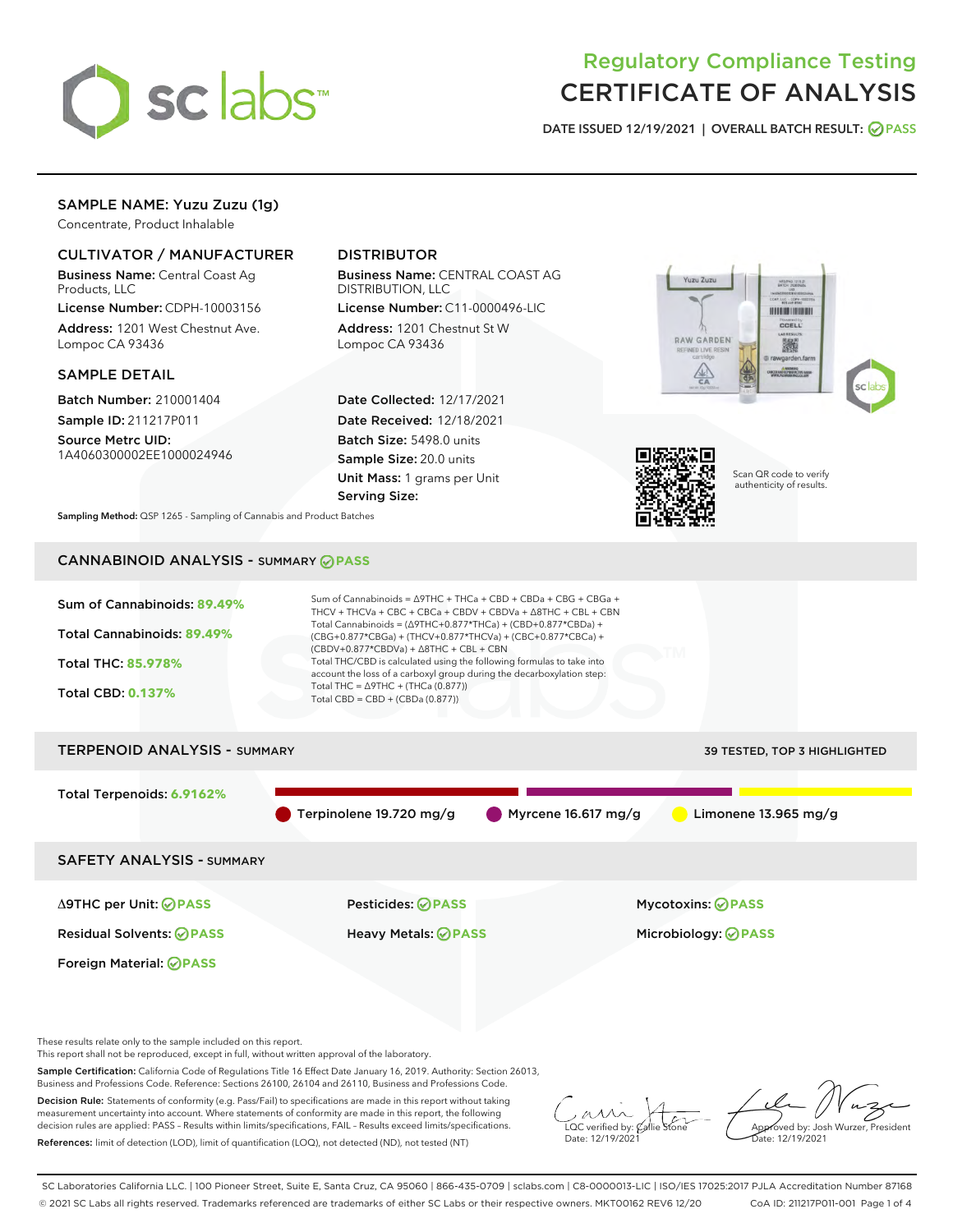# Regulatory Compliance Testing
# CERTIFICATE OF ANALYSIS

DATE ISSUED 12/19/2021 | OVERALL BATCH RESULT: PASS

## SAMPLE NAME: Yuzu Zuzu (1g)

Concentrate, Product Inhalable

### CULTIVATOR / MANUFACTURER

**Business Name:** Central Coast Ag Products, LLC

**License Number:** CDPH-10003156

**Address:** 1201 West Chestnut Ave. Lompoc CA 93436

### DISTRIBUTOR

**Business Name:** CENTRAL COAST AG DISTRIBUTION, LLC

**License Number:** C11-0000496-LIC

**Address:** 1201 Chestnut St W Lompoc CA 93436

### SAMPLE DETAIL

**Batch Number:** 210001404

**Sample ID:** 211217P011

**Source Metrc UID:** 1A4060300002EE1000024946

**Date Collected:** 12/17/2021

**Date Received:** 12/18/2021

**Batch Size:** 5498.0 units

**Sample Size:** 20.0 units

**Unit Mass:** 1 grams per Unit

**Serving Size:**

**Sampling Method:** QSP 1265 - Sampling of Cannabis and Product Batches

Scan QR code to verify authenticity of results.

## CANNABINOID ANALYSIS - SUMMARY PASS

**Sum of Cannabinoids:** 89.49%

**Total Cannabinoids:** 89.49%

**Total THC:** 85.978%

**Total CBD:** 0.137%

Sum of Cannabinoids = Δ9THC + THCa + CBD + CBDa + CBG + CBGa + THCV + THCVa + CBC + CBCa + CBDV + CBDVa + Δ8THC + CBL + CBN

Total Cannabinoids = (Δ9THC+0.877*THCa) + (CBD+0.877*CBDa) + (CBG+0.877*CBGa) + (THCV+0.877*THCVa) + (CBC+0.877*CBCa) + (CBDV+0.877*CBDVa) + Δ8THC + CBL + CBN

Total THC/CBD is calculated using the following formulas to take into account the loss of a carboxyl group during the decarboxylation step:

Total THC = Δ9THC + (THCa (0.877))

Total CBD = CBD + (CBDa (0.877))

## TERPENOID ANALYSIS - SUMMARY

39 TESTED, TOP 3 HIGHLIGHTED

**Total Terpenoids:** 6.9162%

Terpinolene 19.720 mg/g

Myrcene 16.617 mg/g

Limonene 13.965 mg/g

## SAFETY ANALYSIS - SUMMARY

| | | |
|---|---|---|
| Δ9THC per Unit: PASS | Pesticides: PASS | Mycotoxins: PASS |
| Residual Solvents: PASS | Heavy Metals: PASS | Microbiology: PASS |
| Foreign Material: PASS | | |

These results relate only to the sample included on this report.
This report shall not be reproduced, except in full, without written approval of the laboratory.

**Sample Certification:** California Code of Regulations Title 16 Effect Date January 16, 2019. Authority: Section 26013, Business and Professions Code. Reference: Sections 26100, 26104 and 26110, Business and Professions Code.

**Decision Rule:** Statements of conformity (e.g. Pass/Fail) to specifications are made in this report without taking measurement uncertainty into account. Where statements of conformity are made in this report, the following decision rules are applied: PASS - Results within limits/specifications, FAIL - Results exceed limits/specifications.

**References:** limit of detection (LOD), limit of quantification (LOQ), not detected (ND), not tested (NT)

LQC verified by: Callie Stone
Date: 12/19/2021

Approved by: Josh Wurzer, President
Date: 12/19/2021

SC Laboratories California LLC. | 100 Pioneer Street, Suite E, Santa Cruz, CA 95060 | 866-435-0709 | sclabs.com | C8-0000013-LIC | ISO/IES 17025:2017 PJLA Accreditation Number 87168
© 2021 SC Labs all rights reserved. Trademarks referenced are trademarks of either SC Labs or their respective owners. MKT00162 REV6 12/20 CoA ID: 211217P011-001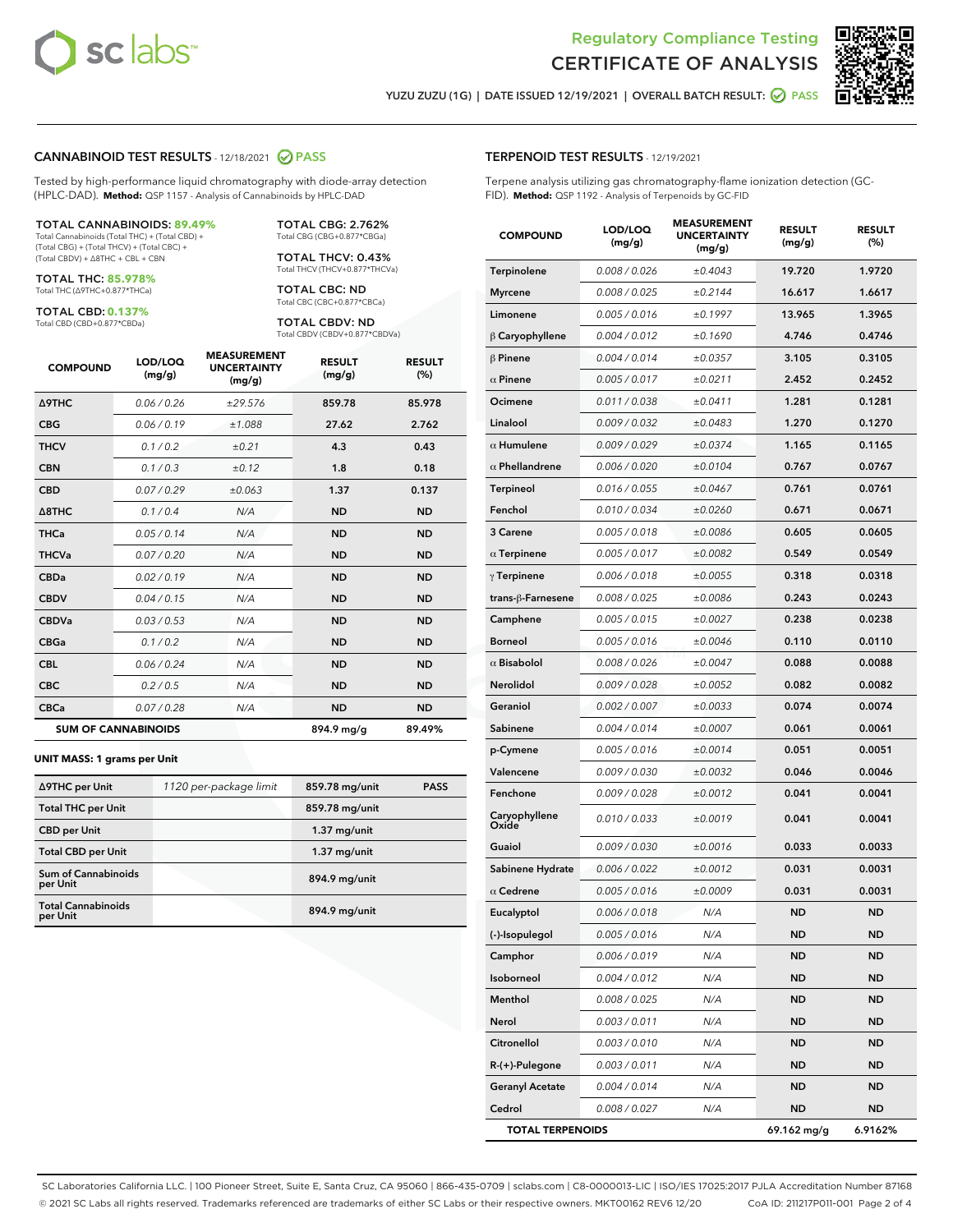# Regulatory Compliance Testing
# CERTIFICATE OF ANALYSIS

YUZU ZUZU (1G) | DATE ISSUED 12/19/2021 | OVERALL BATCH RESULT: PASS

## CANNABINOID TEST RESULTS - 12/18/2021 PASS

Tested by high-performance liquid chromatography with diode-array detection (HPLC-DAD). **Method:** QSP 1157 - Analysis of Cannabinoids by HPLC-DAD

**TOTAL CANNABINOIDS: 89.49%**
Total Cannabinoids (Total THC) + (Total CBD) + (Total CBG) + (Total THCV) + (Total CBC) + (Total CBDV) + Δ8THC + CBL + CBN

**TOTAL THC: 85.978%**
Total THC (Δ9THC+0.877*THCa)

**TOTAL CBD: 0.137%**
Total CBD (CBD+0.877*CBDa)

**TOTAL CBG: 2.762%**
Total CBG (CBG+0.877*CBGa)

**TOTAL THCV: 0.43%**
Total THCV (THCV+0.877*THCVa)

**TOTAL CBC: ND**
Total CBC (CBC+0.877*CBCa)

**TOTAL CBDV: ND**
Total CBDV (CBDV+0.877*CBDVa)

| COMPOUND | LOD/LOQ (mg/g) | MEASUREMENT UNCERTAINTY (mg/g) | RESULT (mg/g) | RESULT (%) |
|---|---|---|---|---|
| Δ9THC | 0.06 / 0.26 | ±29.576 | 859.78 | 85.978 |
| CBG | 0.06 / 0.19 | ±1.088 | 27.62 | 2.762 |
| THCV | 0.1 / 0.2 | ±0.21 | 4.3 | 0.43 |
| CBN | 0.1 / 0.3 | ±0.12 | 1.8 | 0.18 |
| CBD | 0.07 / 0.29 | ±0.063 | 1.37 | 0.137 |
| Δ8THC | 0.1 / 0.4 | N/A | ND | ND |
| THCa | 0.05 / 0.14 | N/A | ND | ND |
| THCVa | 0.07 / 0.20 | N/A | ND | ND |
| CBDa | 0.02 / 0.19 | N/A | ND | ND |
| CBDV | 0.04 / 0.15 | N/A | ND | ND |
| CBDVa | 0.03 / 0.53 | N/A | ND | ND |
| CBGa | 0.1 / 0.2 | N/A | ND | ND |
| CBL | 0.06 / 0.24 | N/A | ND | ND |
| CBC | 0.2 / 0.5 | N/A | ND | ND |
| CBCa | 0.07 / 0.28 | N/A | ND | ND |
| **SUM OF CANNABINOIDS** | | | 894.9 mg/g | 89.49% |

**UNIT MASS: 1 grams per Unit**

| | | | |
|---|---|---|---|
| Δ9THC per Unit | 1120 per-package limit | 859.78 mg/unit | PASS |
| Total THC per Unit | | 859.78 mg/unit | |
| CBD per Unit | | 1.37 mg/unit | |
| Total CBD per Unit | | 1.37 mg/unit | |
| Sum of Cannabinoids per Unit | | 894.9 mg/unit | |
| Total Cannabinoids per Unit | | 894.9 mg/unit | |

## TERPENOID TEST RESULTS - 12/19/2021

Terpene analysis utilizing gas chromatography-flame ionization detection (GC-FID). **Method:** QSP 1192 - Analysis of Terpenoids by GC-FID

| COMPOUND | LOD/LOQ (mg/g) | MEASUREMENT UNCERTAINTY (mg/g) | RESULT (mg/g) | RESULT (%) |
|---|---|---|---|---|
| Terpinolene | 0.008 / 0.026 | ±0.4043 | 19.720 | 1.9720 |
| Myrcene | 0.008 / 0.025 | ±0.2144 | 16.617 | 1.6617 |
| Limonene | 0.005 / 0.016 | ±0.1997 | 13.965 | 1.3965 |
| β Caryophyllene | 0.004 / 0.012 | ±0.1690 | 4.746 | 0.4746 |
| β Pinene | 0.004 / 0.014 | ±0.0357 | 3.105 | 0.3105 |
| α Pinene | 0.005 / 0.017 | ±0.0211 | 2.452 | 0.2452 |
| Ocimene | 0.011 / 0.038 | ±0.0411 | 1.281 | 0.1281 |
| Linalool | 0.009 / 0.032 | ±0.0483 | 1.270 | 0.1270 |
| α Humulene | 0.009 / 0.029 | ±0.0374 | 1.165 | 0.1165 |
| α Phellandrene | 0.006 / 0.020 | ±0.0104 | 0.767 | 0.0767 |
| Terpineol | 0.016 / 0.055 | ±0.0467 | 0.761 | 0.0761 |
| Fenchol | 0.010 / 0.034 | ±0.0260 | 0.671 | 0.0671 |
| 3 Carene | 0.005 / 0.018 | ±0.0086 | 0.605 | 0.0605 |
| α Terpinene | 0.005 / 0.017 | ±0.0082 | 0.549 | 0.0549 |
| γ Terpinene | 0.006 / 0.018 | ±0.0055 | 0.318 | 0.0318 |
| trans-β-Farnesene | 0.008 / 0.025 | ±0.0086 | 0.243 | 0.0243 |
| Camphene | 0.005 / 0.015 | ±0.0027 | 0.238 | 0.0238 |
| Borneol | 0.005 / 0.016 | ±0.0046 | 0.110 | 0.0110 |
| α Bisabolol | 0.008 / 0.026 | ±0.0047 | 0.088 | 0.0088 |
| Nerolidol | 0.009 / 0.028 | ±0.0052 | 0.082 | 0.0082 |
| Geraniol | 0.002 / 0.007 | ±0.0033 | 0.074 | 0.0074 |
| Sabinene | 0.004 / 0.014 | ±0.0007 | 0.061 | 0.0061 |
| p-Cymene | 0.005 / 0.016 | ±0.0014 | 0.051 | 0.0051 |
| Valencene | 0.009 / 0.030 | ±0.0032 | 0.046 | 0.0046 |
| Fenchone | 0.009 / 0.028 | ±0.0012 | 0.041 | 0.0041 |
| Caryophyllene Oxide | 0.010 / 0.033 | ±0.0019 | 0.041 | 0.0041 |
| Guaiol | 0.009 / 0.030 | ±0.0016 | 0.033 | 0.0033 |
| Sabinene Hydrate | 0.006 / 0.022 | ±0.0012 | 0.031 | 0.0031 |
| α Cedrene | 0.005 / 0.016 | ±0.0009 | 0.031 | 0.0031 |
| Eucalyptol | 0.006 / 0.018 | N/A | ND | ND |
| (-)-Isopulegol | 0.005 / 0.016 | N/A | ND | ND |
| Camphor | 0.006 / 0.019 | N/A | ND | ND |
| Isoborneol | 0.004 / 0.012 | N/A | ND | ND |
| Menthol | 0.008 / 0.025 | N/A | ND | ND |
| Nerol | 0.003 / 0.011 | N/A | ND | ND |
| Citronellol | 0.003 / 0.010 | N/A | ND | ND |
| R-(+)-Pulegone | 0.003 / 0.011 | N/A | ND | ND |
| Geranyl Acetate | 0.004 / 0.014 | N/A | ND | ND |
| Cedrol | 0.008 / 0.027 | N/A | ND | ND |
| **TOTAL TERPENOIDS** | | | 69.162 mg/g | 6.9162% |

SC Laboratories California LLC. | 100 Pioneer Street, Suite E, Santa Cruz, CA 95060 | 866-435-0709 | sclabs.com | C8-0000013-LIC | ISO/IES 17025:2017 PJLA Accreditation Number 87168
© 2021 SC Labs all rights reserved. Trademarks referenced are trademarks of either SC Labs or their respective owners. MKT00162 REV6 12/20 CoA ID: 211217P011-001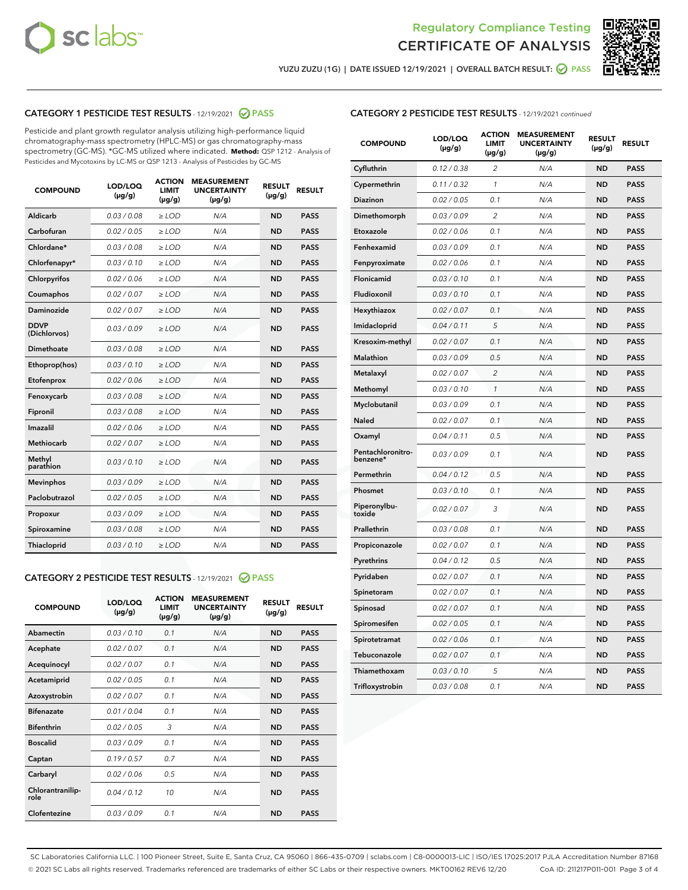# Regulatory Compliance Testing
# CERTIFICATE OF ANALYSIS

YUZU ZUZU (1G) | DATE ISSUED 12/19/2021 | OVERALL BATCH RESULT: PASS

## CATEGORY 1 PESTICIDE TEST RESULTS - 12/19/2021 PASS

Pesticide and plant growth regulator analysis utilizing high-performance liquid chromatography-mass spectrometry (HPLC-MS) or gas chromatography-mass spectrometry (GC-MS). *GC-MS utilized where indicated. **Method:** QSP 1212 - Analysis of Pesticides and Mycotoxins by LC-MS or QSP 1213 - Analysis of Pesticides by GC-MS

| COMPOUND | LOD/LOQ (µg/g) | ACTION LIMIT (µg/g) | MEASUREMENT UNCERTAINTY (µg/g) | RESULT (µg/g) | RESULT |
|---|---|---|---|---|---|
| Aldicarb | 0.03 / 0.08 | ≥ LOD | N/A | ND | PASS |
| Carbofuran | 0.02 / 0.05 | ≥ LOD | N/A | ND | PASS |
| Chlordane* | 0.03 / 0.08 | ≥ LOD | N/A | ND | PASS |
| Chlorfenapyr* | 0.03 / 0.10 | ≥ LOD | N/A | ND | PASS |
| Chlorpyrifos | 0.02 / 0.06 | ≥ LOD | N/A | ND | PASS |
| Coumaphos | 0.02 / 0.07 | ≥ LOD | N/A | ND | PASS |
| Daminozide | 0.02 / 0.07 | ≥ LOD | N/A | ND | PASS |
| DDVP (Dichlorvos) | 0.03 / 0.09 | ≥ LOD | N/A | ND | PASS |
| Dimethoate | 0.03 / 0.08 | ≥ LOD | N/A | ND | PASS |
| Ethoprop(hos) | 0.03 / 0.10 | ≥ LOD | N/A | ND | PASS |
| Etofenprox | 0.02 / 0.06 | ≥ LOD | N/A | ND | PASS |
| Fenoxycarb | 0.03 / 0.08 | ≥ LOD | N/A | ND | PASS |
| Fipronil | 0.03 / 0.08 | ≥ LOD | N/A | ND | PASS |
| Imazalil | 0.02 / 0.06 | ≥ LOD | N/A | ND | PASS |
| Methiocarb | 0.02 / 0.07 | ≥ LOD | N/A | ND | PASS |
| Methyl parathion | 0.03 / 0.10 | ≥ LOD | N/A | ND | PASS |
| Mevinphos | 0.03 / 0.09 | ≥ LOD | N/A | ND | PASS |
| Paclobutrazol | 0.02 / 0.05 | ≥ LOD | N/A | ND | PASS |
| Propoxur | 0.03 / 0.09 | ≥ LOD | N/A | ND | PASS |
| Spiroxamine | 0.03 / 0.08 | ≥ LOD | N/A | ND | PASS |
| Thiacloprid | 0.03 / 0.10 | ≥ LOD | N/A | ND | PASS |

## CATEGORY 2 PESTICIDE TEST RESULTS - 12/19/2021 PASS

| COMPOUND | LOD/LOQ (µg/g) | ACTION LIMIT (µg/g) | MEASUREMENT UNCERTAINTY (µg/g) | RESULT (µg/g) | RESULT |
|---|---|---|---|---|---|
| Abamectin | 0.03 / 0.10 | 0.1 | N/A | ND | PASS |
| Acephate | 0.02 / 0.07 | 0.1 | N/A | ND | PASS |
| Acequinocyl | 0.02 / 0.07 | 0.1 | N/A | ND | PASS |
| Acetamiprid | 0.02 / 0.05 | 0.1 | N/A | ND | PASS |
| Azoxystrobin | 0.02 / 0.07 | 0.1 | N/A | ND | PASS |
| Bifenazate | 0.01 / 0.04 | 0.1 | N/A | ND | PASS |
| Bifenthrin | 0.02 / 0.05 | 3 | N/A | ND | PASS |
| Boscalid | 0.03 / 0.09 | 0.1 | N/A | ND | PASS |
| Captan | 0.19 / 0.57 | 0.7 | N/A | ND | PASS |
| Carbaryl | 0.02 / 0.06 | 0.5 | N/A | ND | PASS |
| Chlorantraniliprole | 0.04 / 0.12 | 10 | N/A | ND | PASS |
| Clofentezine | 0.03 / 0.09 | 0.1 | N/A | ND | PASS |
| Cyfluthrin | 0.12 / 0.38 | 2 | N/A | ND | PASS |
| Cypermethrin | 0.11 / 0.32 | 1 | N/A | ND | PASS |
| Diazinon | 0.02 / 0.05 | 0.1 | N/A | ND | PASS |
| Dimethomorph | 0.03 / 0.09 | 2 | N/A | ND | PASS |
| Etoxazole | 0.02 / 0.06 | 0.1 | N/A | ND | PASS |
| Fenhexamid | 0.03 / 0.09 | 0.1 | N/A | ND | PASS |
| Fenpyroximate | 0.02 / 0.06 | 0.1 | N/A | ND | PASS |
| Flonicamid | 0.03 / 0.10 | 0.1 | N/A | ND | PASS |
| Fludioxonil | 0.03 / 0.10 | 0.1 | N/A | ND | PASS |
| Hexythiazox | 0.02 / 0.07 | 0.1 | N/A | ND | PASS |
| Imidacloprid | 0.04 / 0.11 | 5 | N/A | ND | PASS |
| Kresoxim-methyl | 0.02 / 0.07 | 0.1 | N/A | ND | PASS |
| Malathion | 0.03 / 0.09 | 0.5 | N/A | ND | PASS |
| Metalaxyl | 0.02 / 0.07 | 2 | N/A | ND | PASS |
| Methomyl | 0.03 / 0.10 | 1 | N/A | ND | PASS |
| Myclobutanil | 0.03 / 0.09 | 0.1 | N/A | ND | PASS |
| Naled | 0.02 / 0.07 | 0.1 | N/A | ND | PASS |
| Oxamyl | 0.04 / 0.11 | 0.5 | N/A | ND | PASS |
| Pentachloronitrobenzene* | 0.03 / 0.09 | 0.1 | N/A | ND | PASS |
| Permethrin | 0.04 / 0.12 | 0.5 | N/A | ND | PASS |
| Phosmet | 0.03 / 0.10 | 0.1 | N/A | ND | PASS |
| Piperonylbutoxide | 0.02 / 0.07 | 3 | N/A | ND | PASS |
| Prallethrin | 0.03 / 0.08 | 0.1 | N/A | ND | PASS |
| Propiconazole | 0.02 / 0.07 | 0.1 | N/A | ND | PASS |
| Pyrethrins | 0.04 / 0.12 | 0.5 | N/A | ND | PASS |
| Pyridaben | 0.02 / 0.07 | 0.1 | N/A | ND | PASS |
| Spinetoram | 0.02 / 0.07 | 0.1 | N/A | ND | PASS |
| Spinosad | 0.02 / 0.07 | 0.1 | N/A | ND | PASS |
| Spiromesifen | 0.02 / 0.05 | 0.1 | N/A | ND | PASS |
| Spirotetramat | 0.02 / 0.06 | 0.1 | N/A | ND | PASS |
| Tebuconazole | 0.02 / 0.07 | 0.1 | N/A | ND | PASS |
| Thiamethoxam | 0.03 / 0.10 | 5 | N/A | ND | PASS |
| Trifloxystrobin | 0.03 / 0.08 | 0.1 | N/A | ND | PASS |

SC Laboratories California LLC. | 100 Pioneer Street, Suite E, Santa Cruz, CA 95060 | 866-435-0709 | sclabs.com | C8-0000013-LIC | ISO/IES 17025:2017 PJLA Accreditation Number 87168
© 2021 SC Labs all rights reserved. Trademarks referenced are trademarks of either SC Labs or their respective owners. MKT00162 REV6 12/20 CoA ID: 211217P011-001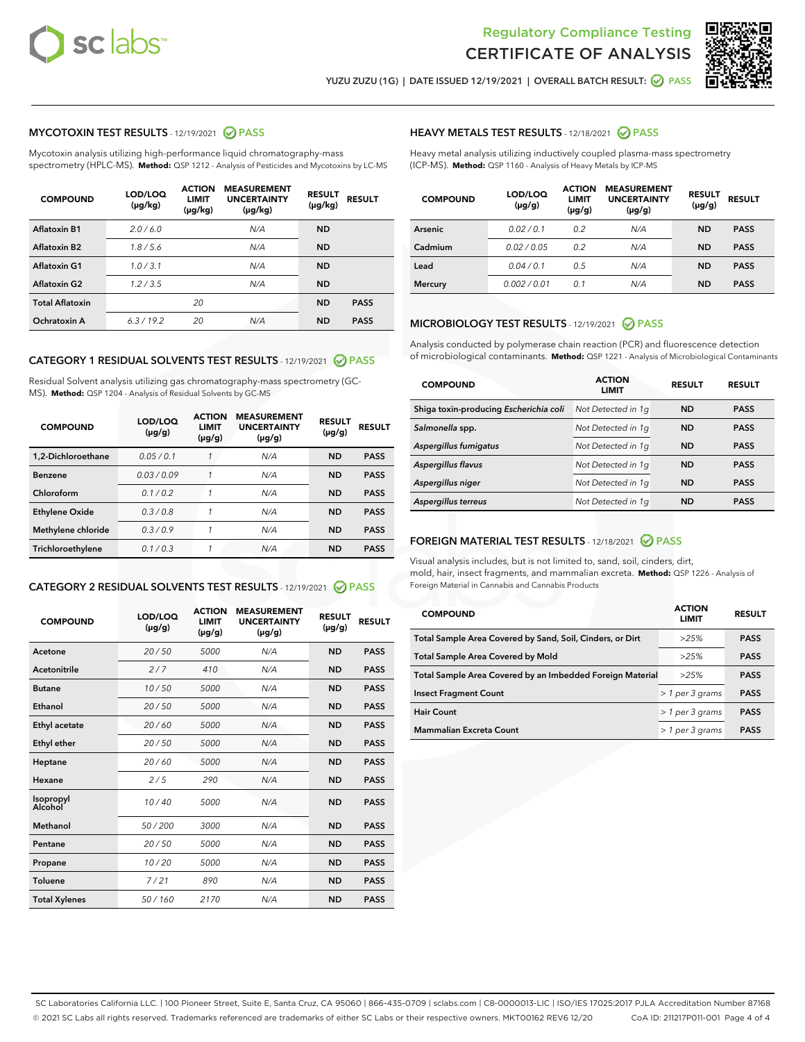Regulatory Compliance Testing

# CERTIFICATE OF ANALYSIS

YUZU ZUZU (1G) | DATE ISSUED 12/19/2021 | OVERALL BATCH RESULT: PASS

## MYCOTOXIN TEST RESULTS - 12/19/2021 PASS

Mycotoxin analysis utilizing high-performance liquid chromatography-mass spectrometry (HPLC-MS). **Method:** QSP 1212 - Analysis of Pesticides and Mycotoxins by LC-MS

| COMPOUND | LOD/LOQ (µg/kg) | ACTION LIMIT (µg/kg) | MEASUREMENT UNCERTAINTY (µg/kg) | RESULT (µg/kg) | RESULT |
|---|---|---|---|---|---|
| Aflatoxin B1 | 2.0 / 6.0 | | N/A | ND | |
| Aflatoxin B2 | 1.8 / 5.6 | | N/A | ND | |
| Aflatoxin G1 | 1.0 / 3.1 | | N/A | ND | |
| Aflatoxin G2 | 1.2 / 3.5 | | N/A | ND | |
| Total Aflatoxin | | 20 | | ND | PASS |
| Ochratoxin A | 6.3 / 19.2 | 20 | N/A | ND | PASS |

## CATEGORY 1 RESIDUAL SOLVENTS TEST RESULTS - 12/19/2021 PASS

Residual Solvent analysis utilizing gas chromatography-mass spectrometry (GC-MS). **Method:** QSP 1204 - Analysis of Residual Solvents by GC-MS

| COMPOUND | LOD/LOQ (µg/g) | ACTION LIMIT (µg/g) | MEASUREMENT UNCERTAINTY (µg/g) | RESULT (µg/g) | RESULT |
|---|---|---|---|---|---|
| 1,2-Dichloroethane | 0.05 / 0.1 | 1 | N/A | ND | PASS |
| Benzene | 0.03 / 0.09 | 1 | N/A | ND | PASS |
| Chloroform | 0.1 / 0.2 | 1 | N/A | ND | PASS |
| Ethylene Oxide | 0.3 / 0.8 | 1 | N/A | ND | PASS |
| Methylene chloride | 0.3 / 0.9 | 1 | N/A | ND | PASS |
| Trichloroethylene | 0.1 / 0.3 | 1 | N/A | ND | PASS |

## CATEGORY 2 RESIDUAL SOLVENTS TEST RESULTS - 12/19/2021 PASS

| COMPOUND | LOD/LOQ (µg/g) | ACTION LIMIT (µg/g) | MEASUREMENT UNCERTAINTY (µg/g) | RESULT (µg/g) | RESULT |
|---|---|---|---|---|---|
| Acetone | 20 / 50 | 5000 | N/A | ND | PASS |
| Acetonitrile | 2 / 7 | 410 | N/A | ND | PASS |
| Butane | 10 / 50 | 5000 | N/A | ND | PASS |
| Ethanol | 20 / 50 | 5000 | N/A | ND | PASS |
| Ethyl acetate | 20 / 60 | 5000 | N/A | ND | PASS |
| Ethyl ether | 20 / 50 | 5000 | N/A | ND | PASS |
| Heptane | 20 / 60 | 5000 | N/A | ND | PASS |
| Hexane | 2 / 5 | 290 | N/A | ND | PASS |
| Isopropyl Alcohol | 10 / 40 | 5000 | N/A | ND | PASS |
| Methanol | 50 / 200 | 3000 | N/A | ND | PASS |
| Pentane | 20 / 50 | 5000 | N/A | ND | PASS |
| Propane | 10 / 20 | 5000 | N/A | ND | PASS |
| Toluene | 7 / 21 | 890 | N/A | ND | PASS |
| Total Xylenes | 50 / 160 | 2170 | N/A | ND | PASS |

## HEAVY METALS TEST RESULTS - 12/18/2021 PASS

Heavy metal analysis utilizing inductively coupled plasma-mass spectrometry (ICP-MS). **Method:** QSP 1160 - Analysis of Heavy Metals by ICP-MS

| COMPOUND | LOD/LOQ (µg/g) | ACTION LIMIT (µg/g) | MEASUREMENT UNCERTAINTY (µg/g) | RESULT (µg/g) | RESULT |
|---|---|---|---|---|---|
| Arsenic | 0.02 / 0.1 | 0.2 | N/A | ND | PASS |
| Cadmium | 0.02 / 0.05 | 0.2 | N/A | ND | PASS |
| Lead | 0.04 / 0.1 | 0.5 | N/A | ND | PASS |
| Mercury | 0.002 / 0.01 | 0.1 | N/A | ND | PASS |

## MICROBIOLOGY TEST RESULTS - 12/19/2021 PASS

Analysis conducted by polymerase chain reaction (PCR) and fluorescence detection of microbiological contaminants. **Method:** QSP 1221 - Analysis of Microbiological Contaminants

| COMPOUND | ACTION LIMIT | RESULT | RESULT |
|---|---|---|---|
| Shiga toxin-producing *Escherichia coli* | Not Detected in 1g | ND | PASS |
| *Salmonella* spp. | Not Detected in 1g | ND | PASS |
| *Aspergillus fumigatus* | Not Detected in 1g | ND | PASS |
| *Aspergillus flavus* | Not Detected in 1g | ND | PASS |
| *Aspergillus niger* | Not Detected in 1g | ND | PASS |
| *Aspergillus terreus* | Not Detected in 1g | ND | PASS |

## FOREIGN MATERIAL TEST RESULTS - 12/18/2021 PASS

Visual analysis includes, but is not limited to, sand, soil, cinders, dirt, mold, hair, insect fragments, and mammalian excreta. **Method:** QSP 1226 - Analysis of Foreign Material in Cannabis and Cannabis Products

| COMPOUND | ACTION LIMIT | RESULT |
|---|---|---|
| Total Sample Area Covered by Sand, Soil, Cinders, or Dirt | >25% | PASS |
| Total Sample Area Covered by Mold | >25% | PASS |
| Total Sample Area Covered by an Imbedded Foreign Material | >25% | PASS |
| Insect Fragment Count | > 1 per 3 grams | PASS |
| Hair Count | > 1 per 3 grams | PASS |
| Mammalian Excreta Count | > 1 per 3 grams | PASS |

SC Laboratories California LLC. | 100 Pioneer Street, Suite E, Santa Cruz, CA 95060 | 866-435-0709 | sclabs.com | C8-0000013-LIC | ISO/IES 17025:2017 PJLA Accreditation Number 87168
© 2021 SC Labs all rights reserved. Trademarks referenced are trademarks of either SC Labs or their respective owners. MKT00162 REV6 12/20 CoA ID: 211217P011-001